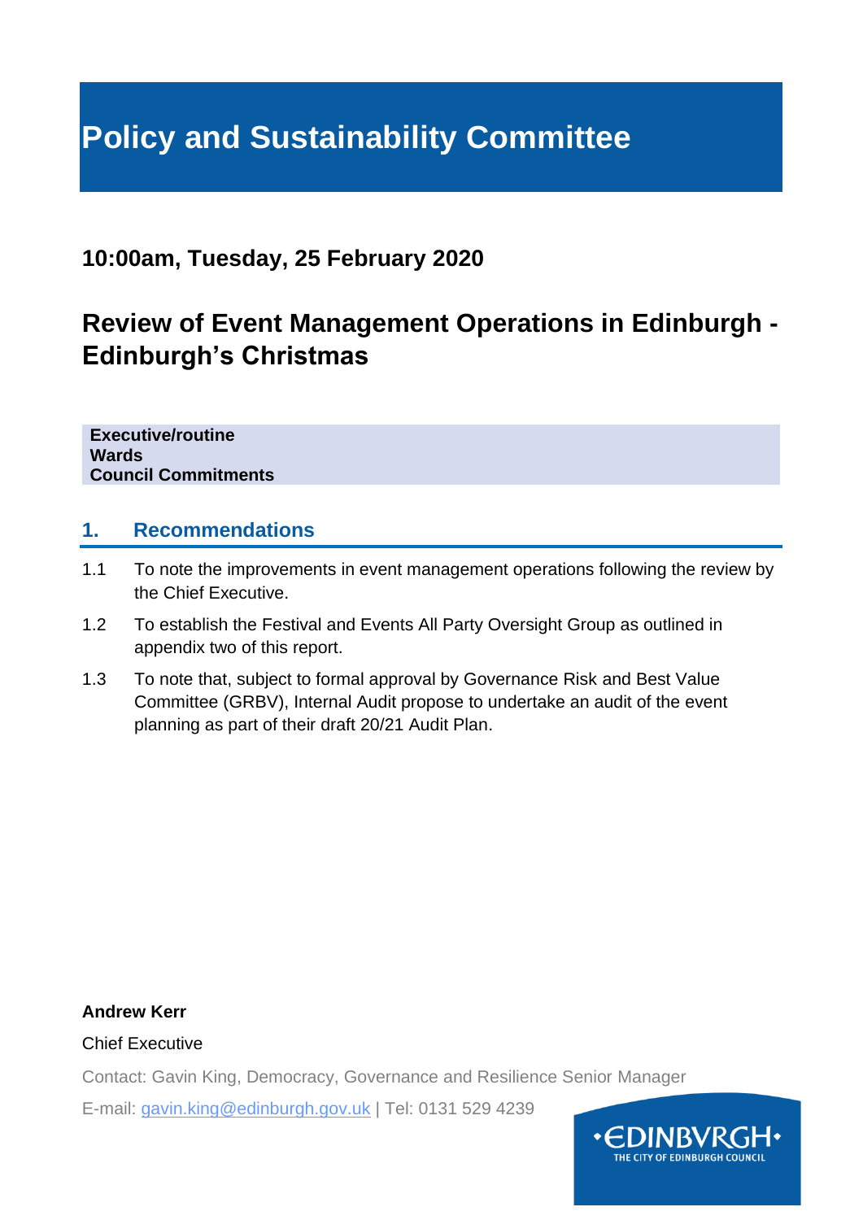# Policy and Sustainability Committee

## 10:00am, Tuesday, 25 February 2020

## Review of Event Management Operations in Edinburgh - Edinburgh's Christmas

**Executive/routine**
**Wards**
**Council Commitments**

## 1. Recommendations

1.1 To note the improvements in event management operations following the review by the Chief Executive.

1.2 To establish the Festival and Events All Party Oversight Group as outlined in appendix two of this report.

1.3 To note that, subject to formal approval by Governance Risk and Best Value Committee (GRBV), Internal Audit propose to undertake an audit of the event planning as part of their draft 20/21 Audit Plan.

**Andrew Kerr**

Chief Executive

Contact: Gavin King, Democracy, Governance and Resilience Senior Manager

E-mail: gavin.king@edinburgh.gov.uk | Tel: 0131 529 4239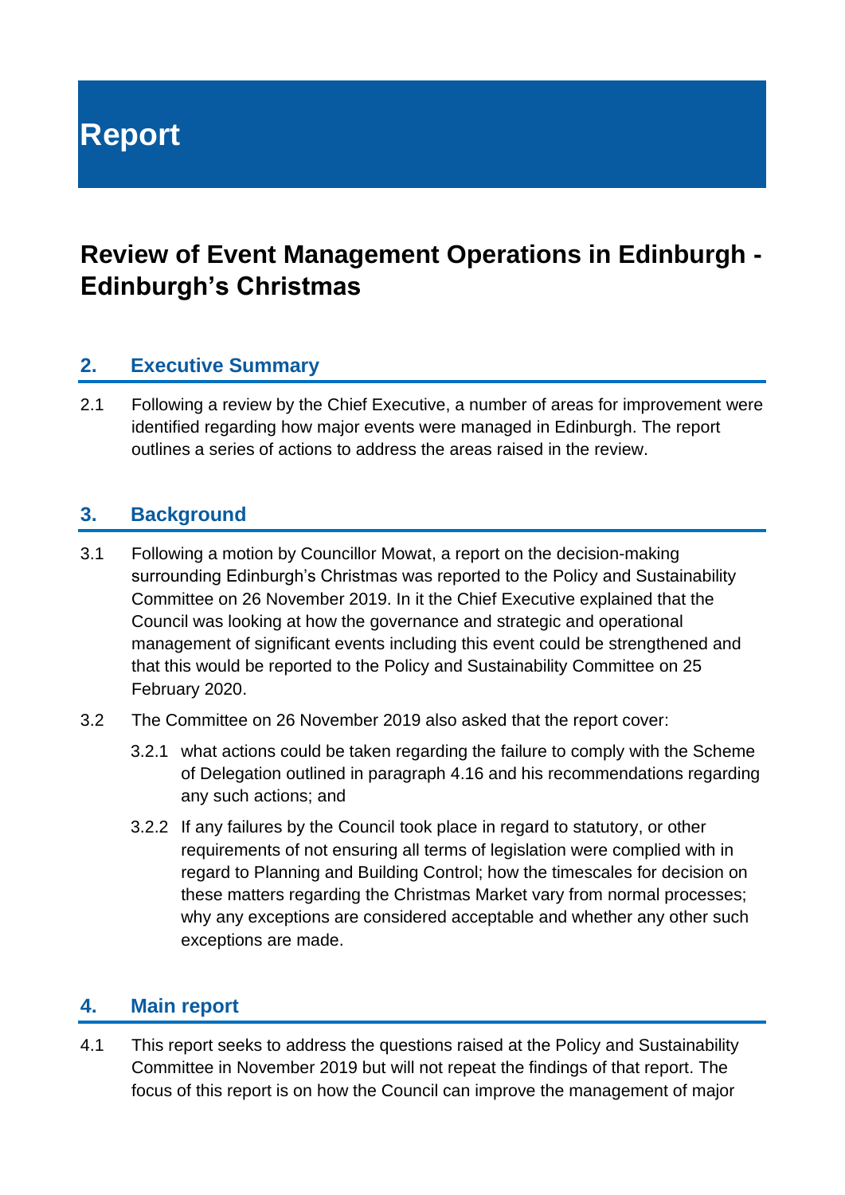# Report

## Review of Event Management Operations in Edinburgh - Edinburgh's Christmas

### 2. Executive Summary

2.1 Following a review by the Chief Executive, a number of areas for improvement were identified regarding how major events were managed in Edinburgh. The report outlines a series of actions to address the areas raised in the review.

### 3. Background

3.1 Following a motion by Councillor Mowat, a report on the decision-making surrounding Edinburgh's Christmas was reported to the Policy and Sustainability Committee on 26 November 2019. In it the Chief Executive explained that the Council was looking at how the governance and strategic and operational management of significant events including this event could be strengthened and that this would be reported to the Policy and Sustainability Committee on 25 February 2020.

3.2 The Committee on 26 November 2019 also asked that the report cover:

3.2.1 what actions could be taken regarding the failure to comply with the Scheme of Delegation outlined in paragraph 4.16 and his recommendations regarding any such actions; and

3.2.2 If any failures by the Council took place in regard to statutory, or other requirements of not ensuring all terms of legislation were complied with in regard to Planning and Building Control; how the timescales for decision on these matters regarding the Christmas Market vary from normal processes; why any exceptions are considered acceptable and whether any other such exceptions are made.

### 4. Main report

4.1 This report seeks to address the questions raised at the Policy and Sustainability Committee in November 2019 but will not repeat the findings of that report. The focus of this report is on how the Council can improve the management of major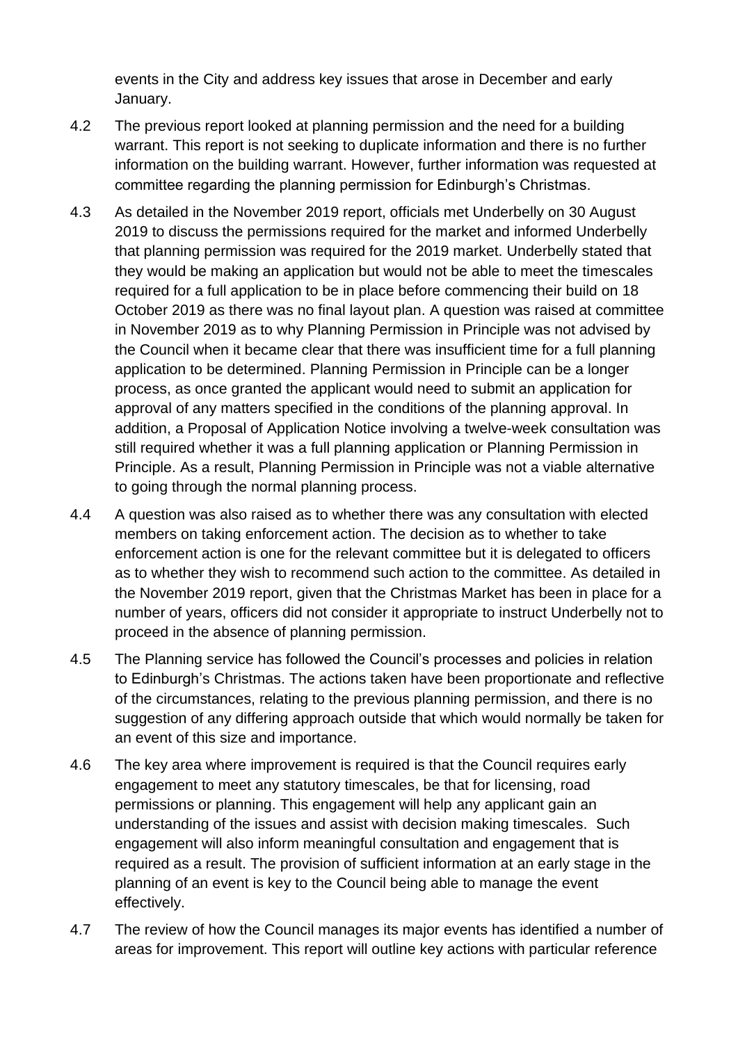events in the City and address key issues that arose in December and early January.

4.2 The previous report looked at planning permission and the need for a building warrant. This report is not seeking to duplicate information and there is no further information on the building warrant. However, further information was requested at committee regarding the planning permission for Edinburgh's Christmas.

4.3 As detailed in the November 2019 report, officials met Underbelly on 30 August 2019 to discuss the permissions required for the market and informed Underbelly that planning permission was required for the 2019 market. Underbelly stated that they would be making an application but would not be able to meet the timescales required for a full application to be in place before commencing their build on 18 October 2019 as there was no final layout plan. A question was raised at committee in November 2019 as to why Planning Permission in Principle was not advised by the Council when it became clear that there was insufficient time for a full planning application to be determined. Planning Permission in Principle can be a longer process, as once granted the applicant would need to submit an application for approval of any matters specified in the conditions of the planning approval. In addition, a Proposal of Application Notice involving a twelve-week consultation was still required whether it was a full planning application or Planning Permission in Principle. As a result, Planning Permission in Principle was not a viable alternative to going through the normal planning process.

4.4 A question was also raised as to whether there was any consultation with elected members on taking enforcement action. The decision as to whether to take enforcement action is one for the relevant committee but it is delegated to officers as to whether they wish to recommend such action to the committee. As detailed in the November 2019 report, given that the Christmas Market has been in place for a number of years, officers did not consider it appropriate to instruct Underbelly not to proceed in the absence of planning permission.

4.5 The Planning service has followed the Council's processes and policies in relation to Edinburgh's Christmas. The actions taken have been proportionate and reflective of the circumstances, relating to the previous planning permission, and there is no suggestion of any differing approach outside that which would normally be taken for an event of this size and importance.

4.6 The key area where improvement is required is that the Council requires early engagement to meet any statutory timescales, be that for licensing, road permissions or planning. This engagement will help any applicant gain an understanding of the issues and assist with decision making timescales. Such engagement will also inform meaningful consultation and engagement that is required as a result. The provision of sufficient information at an early stage in the planning of an event is key to the Council being able to manage the event effectively.

4.7 The review of how the Council manages its major events has identified a number of areas for improvement. This report will outline key actions with particular reference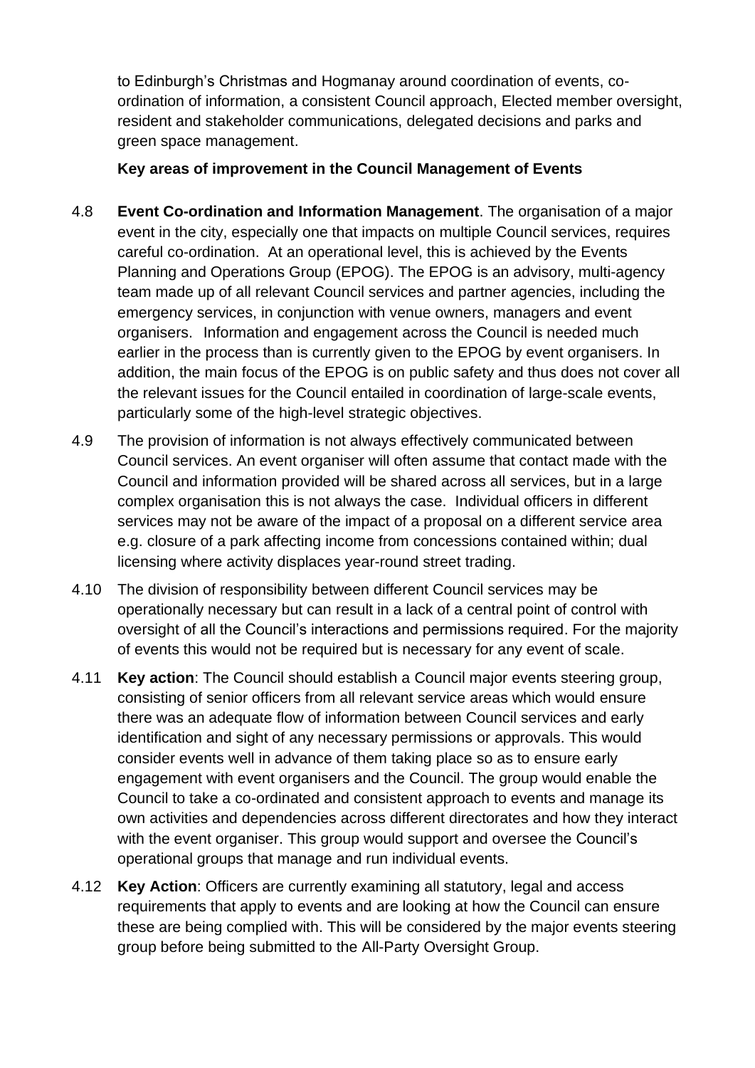to Edinburgh's Christmas and Hogmanay around coordination of events, co-ordination of information, a consistent Council approach, Elected member oversight, resident and stakeholder communications, delegated decisions and parks and green space management.

**Key areas of improvement in the Council Management of Events**

4.8 **Event Co-ordination and Information Management**. The organisation of a major event in the city, especially one that impacts on multiple Council services, requires careful co-ordination. At an operational level, this is achieved by the Events Planning and Operations Group (EPOG). The EPOG is an advisory, multi-agency team made up of all relevant Council services and partner agencies, including the emergency services, in conjunction with venue owners, managers and event organisers. Information and engagement across the Council is needed much earlier in the process than is currently given to the EPOG by event organisers. In addition, the main focus of the EPOG is on public safety and thus does not cover all the relevant issues for the Council entailed in coordination of large-scale events, particularly some of the high-level strategic objectives.

4.9 The provision of information is not always effectively communicated between Council services. An event organiser will often assume that contact made with the Council and information provided will be shared across all services, but in a large complex organisation this is not always the case. Individual officers in different services may not be aware of the impact of a proposal on a different service area e.g. closure of a park affecting income from concessions contained within; dual licensing where activity displaces year-round street trading.

4.10 The division of responsibility between different Council services may be operationally necessary but can result in a lack of a central point of control with oversight of all the Council's interactions and permissions required. For the majority of events this would not be required but is necessary for any event of scale.

4.11 **Key action**: The Council should establish a Council major events steering group, consisting of senior officers from all relevant service areas which would ensure there was an adequate flow of information between Council services and early identification and sight of any necessary permissions or approvals. This would consider events well in advance of them taking place so as to ensure early engagement with event organisers and the Council. The group would enable the Council to take a co-ordinated and consistent approach to events and manage its own activities and dependencies across different directorates and how they interact with the event organiser. This group would support and oversee the Council's operational groups that manage and run individual events.

4.12 **Key Action**: Officers are currently examining all statutory, legal and access requirements that apply to events and are looking at how the Council can ensure these are being complied with. This will be considered by the major events steering group before being submitted to the All-Party Oversight Group.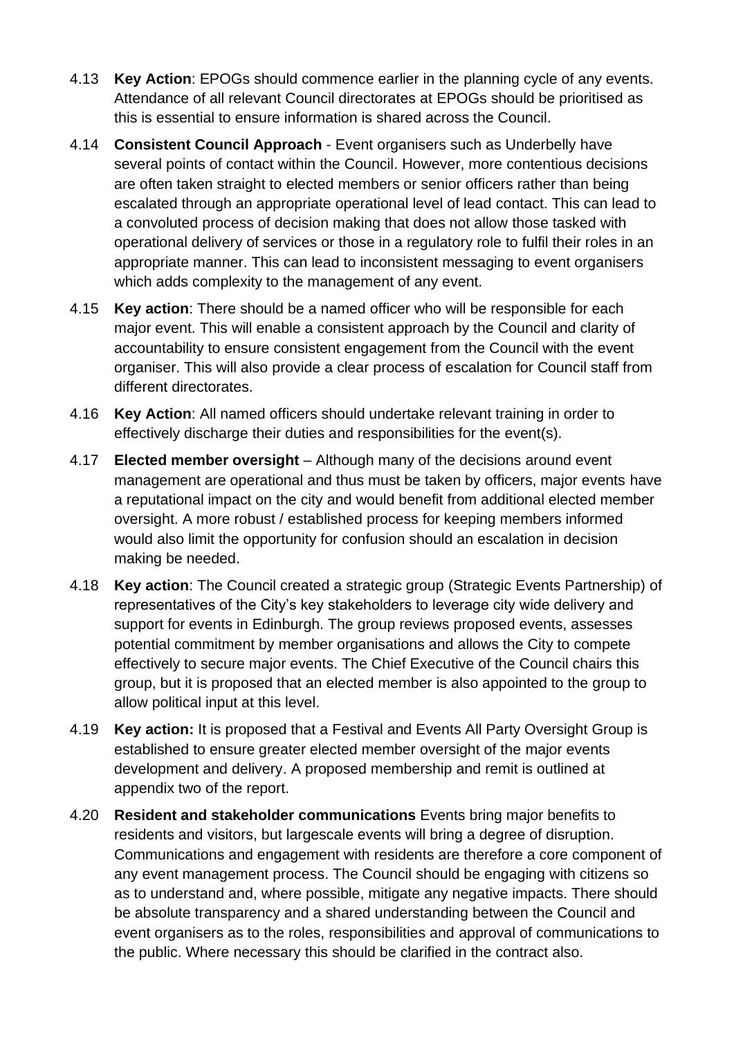4.13 **Key Action**: EPOGs should commence earlier in the planning cycle of any events. Attendance of all relevant Council directorates at EPOGs should be prioritised as this is essential to ensure information is shared across the Council.

4.14 **Consistent Council Approach** - Event organisers such as Underbelly have several points of contact within the Council. However, more contentious decisions are often taken straight to elected members or senior officers rather than being escalated through an appropriate operational level of lead contact. This can lead to a convoluted process of decision making that does not allow those tasked with operational delivery of services or those in a regulatory role to fulfil their roles in an appropriate manner. This can lead to inconsistent messaging to event organisers which adds complexity to the management of any event.

4.15 **Key action**: There should be a named officer who will be responsible for each major event. This will enable a consistent approach by the Council and clarity of accountability to ensure consistent engagement from the Council with the event organiser. This will also provide a clear process of escalation for Council staff from different directorates.

4.16 **Key Action**: All named officers should undertake relevant training in order to effectively discharge their duties and responsibilities for the event(s).

4.17 **Elected member oversight** – Although many of the decisions around event management are operational and thus must be taken by officers, major events have a reputational impact on the city and would benefit from additional elected member oversight. A more robust / established process for keeping members informed would also limit the opportunity for confusion should an escalation in decision making be needed.

4.18 **Key action**: The Council created a strategic group (Strategic Events Partnership) of representatives of the City's key stakeholders to leverage city wide delivery and support for events in Edinburgh. The group reviews proposed events, assesses potential commitment by member organisations and allows the City to compete effectively to secure major events. The Chief Executive of the Council chairs this group, but it is proposed that an elected member is also appointed to the group to allow political input at this level.

4.19 **Key action:** It is proposed that a Festival and Events All Party Oversight Group is established to ensure greater elected member oversight of the major events development and delivery. A proposed membership and remit is outlined at appendix two of the report.

4.20 **Resident and stakeholder communications** Events bring major benefits to residents and visitors, but largescale events will bring a degree of disruption. Communications and engagement with residents are therefore a core component of any event management process. The Council should be engaging with citizens so as to understand and, where possible, mitigate any negative impacts. There should be absolute transparency and a shared understanding between the Council and event organisers as to the roles, responsibilities and approval of communications to the public. Where necessary this should be clarified in the contract also.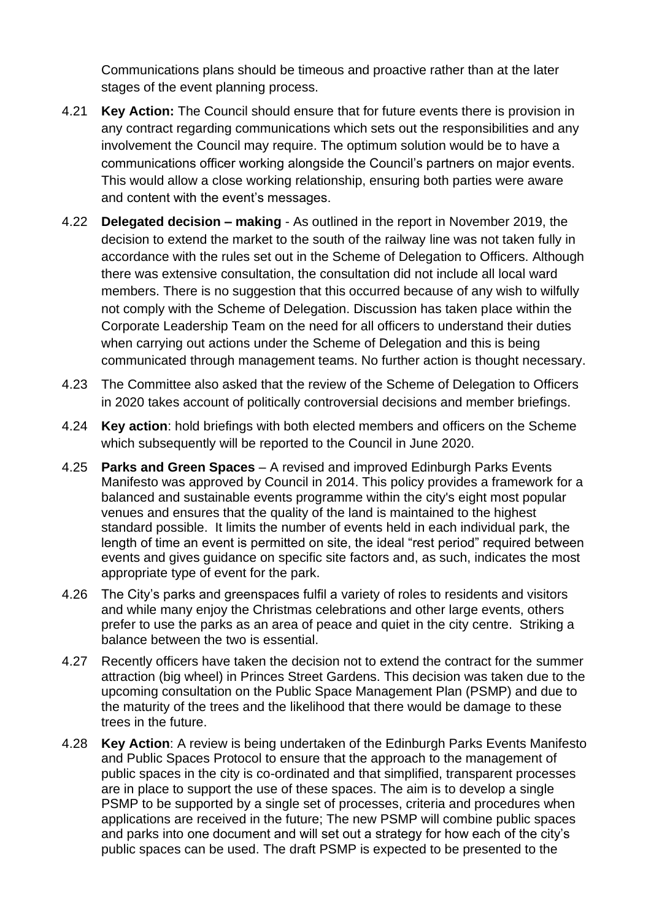Communications plans should be timeous and proactive rather than at the later stages of the event planning process.

4.21 **Key Action:** The Council should ensure that for future events there is provision in any contract regarding communications which sets out the responsibilities and any involvement the Council may require. The optimum solution would be to have a communications officer working alongside the Council's partners on major events. This would allow a close working relationship, ensuring both parties were aware and content with the event's messages.

4.22 **Delegated decision – making** - As outlined in the report in November 2019, the decision to extend the market to the south of the railway line was not taken fully in accordance with the rules set out in the Scheme of Delegation to Officers. Although there was extensive consultation, the consultation did not include all local ward members. There is no suggestion that this occurred because of any wish to wilfully not comply with the Scheme of Delegation. Discussion has taken place within the Corporate Leadership Team on the need for all officers to understand their duties when carrying out actions under the Scheme of Delegation and this is being communicated through management teams. No further action is thought necessary.

4.23 The Committee also asked that the review of the Scheme of Delegation to Officers in 2020 takes account of politically controversial decisions and member briefings.

4.24 **Key action**: hold briefings with both elected members and officers on the Scheme which subsequently will be reported to the Council in June 2020.

4.25 **Parks and Green Spaces** – A revised and improved Edinburgh Parks Events Manifesto was approved by Council in 2014. This policy provides a framework for a balanced and sustainable events programme within the city's eight most popular venues and ensures that the quality of the land is maintained to the highest standard possible. It limits the number of events held in each individual park, the length of time an event is permitted on site, the ideal "rest period" required between events and gives guidance on specific site factors and, as such, indicates the most appropriate type of event for the park.

4.26 The City's parks and greenspaces fulfil a variety of roles to residents and visitors and while many enjoy the Christmas celebrations and other large events, others prefer to use the parks as an area of peace and quiet in the city centre. Striking a balance between the two is essential.

4.27 Recently officers have taken the decision not to extend the contract for the summer attraction (big wheel) in Princes Street Gardens. This decision was taken due to the upcoming consultation on the Public Space Management Plan (PSMP) and due to the maturity of the trees and the likelihood that there would be damage to these trees in the future.

4.28 **Key Action**: A review is being undertaken of the Edinburgh Parks Events Manifesto and Public Spaces Protocol to ensure that the approach to the management of public spaces in the city is co-ordinated and that simplified, transparent processes are in place to support the use of these spaces. The aim is to develop a single PSMP to be supported by a single set of processes, criteria and procedures when applications are received in the future; The new PSMP will combine public spaces and parks into one document and will set out a strategy for how each of the city's public spaces can be used. The draft PSMP is expected to be presented to the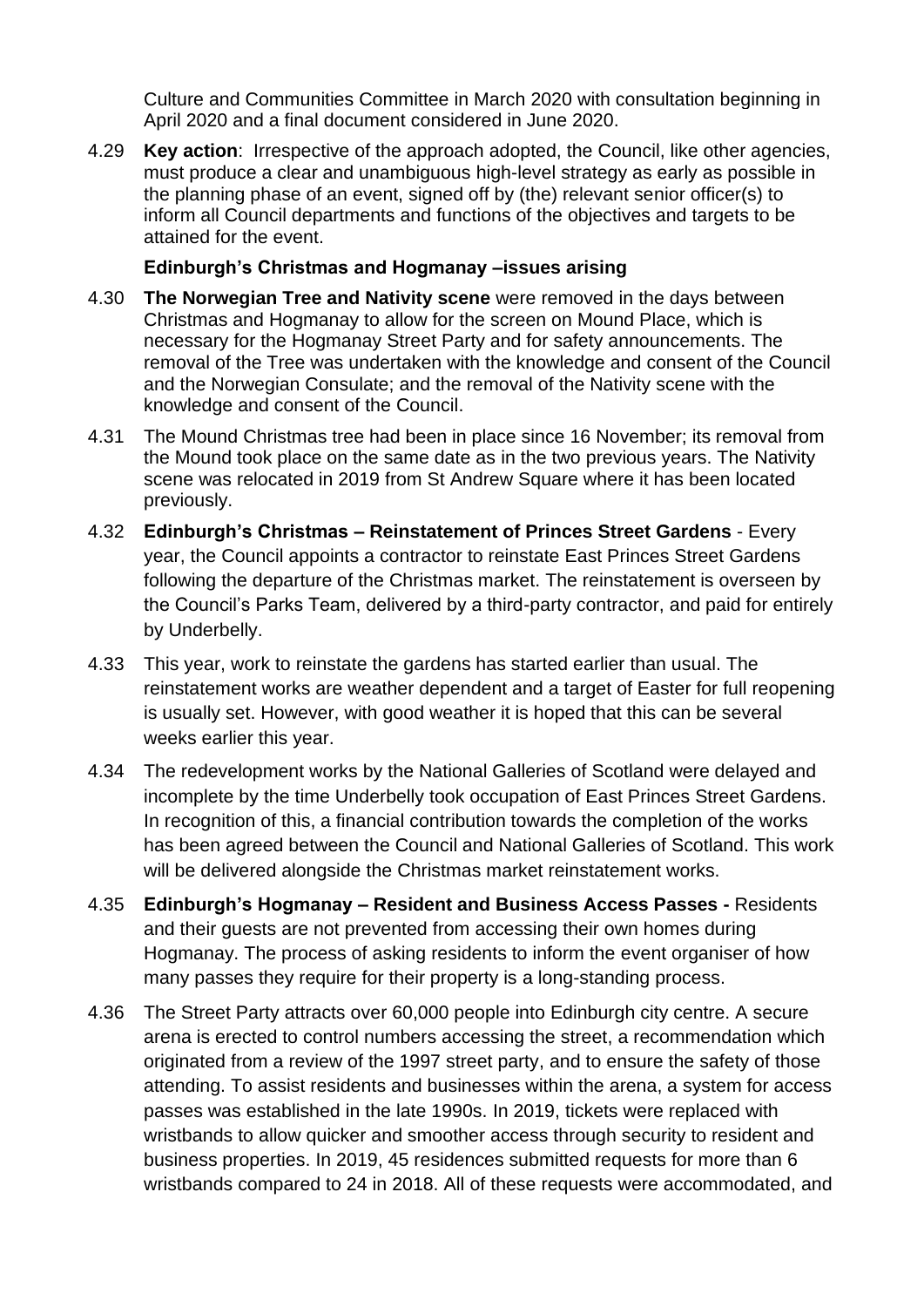Culture and Communities Committee in March 2020 with consultation beginning in April 2020 and a final document considered in June 2020.

4.29 **Key action**: Irrespective of the approach adopted, the Council, like other agencies, must produce a clear and unambiguous high-level strategy as early as possible in the planning phase of an event, signed off by (the) relevant senior officer(s) to inform all Council departments and functions of the objectives and targets to be attained for the event.

**Edinburgh's Christmas and Hogmanay –issues arising**

4.30 **The Norwegian Tree and Nativity scene** were removed in the days between Christmas and Hogmanay to allow for the screen on Mound Place, which is necessary for the Hogmanay Street Party and for safety announcements. The removal of the Tree was undertaken with the knowledge and consent of the Council and the Norwegian Consulate; and the removal of the Nativity scene with the knowledge and consent of the Council.

4.31 The Mound Christmas tree had been in place since 16 November; its removal from the Mound took place on the same date as in the two previous years. The Nativity scene was relocated in 2019 from St Andrew Square where it has been located previously.

4.32 **Edinburgh's Christmas – Reinstatement of Princes Street Gardens** - Every year, the Council appoints a contractor to reinstate East Princes Street Gardens following the departure of the Christmas market. The reinstatement is overseen by the Council's Parks Team, delivered by a third-party contractor, and paid for entirely by Underbelly.

4.33 This year, work to reinstate the gardens has started earlier than usual. The reinstatement works are weather dependent and a target of Easter for full reopening is usually set. However, with good weather it is hoped that this can be several weeks earlier this year.

4.34 The redevelopment works by the National Galleries of Scotland were delayed and incomplete by the time Underbelly took occupation of East Princes Street Gardens. In recognition of this, a financial contribution towards the completion of the works has been agreed between the Council and National Galleries of Scotland. This work will be delivered alongside the Christmas market reinstatement works.

4.35 **Edinburgh's Hogmanay – Resident and Business Access Passes -** Residents and their guests are not prevented from accessing their own homes during Hogmanay. The process of asking residents to inform the event organiser of how many passes they require for their property is a long-standing process.

4.36 The Street Party attracts over 60,000 people into Edinburgh city centre. A secure arena is erected to control numbers accessing the street, a recommendation which originated from a review of the 1997 street party, and to ensure the safety of those attending. To assist residents and businesses within the arena, a system for access passes was established in the late 1990s. In 2019, tickets were replaced with wristbands to allow quicker and smoother access through security to resident and business properties. In 2019, 45 residences submitted requests for more than 6 wristbands compared to 24 in 2018. All of these requests were accommodated, and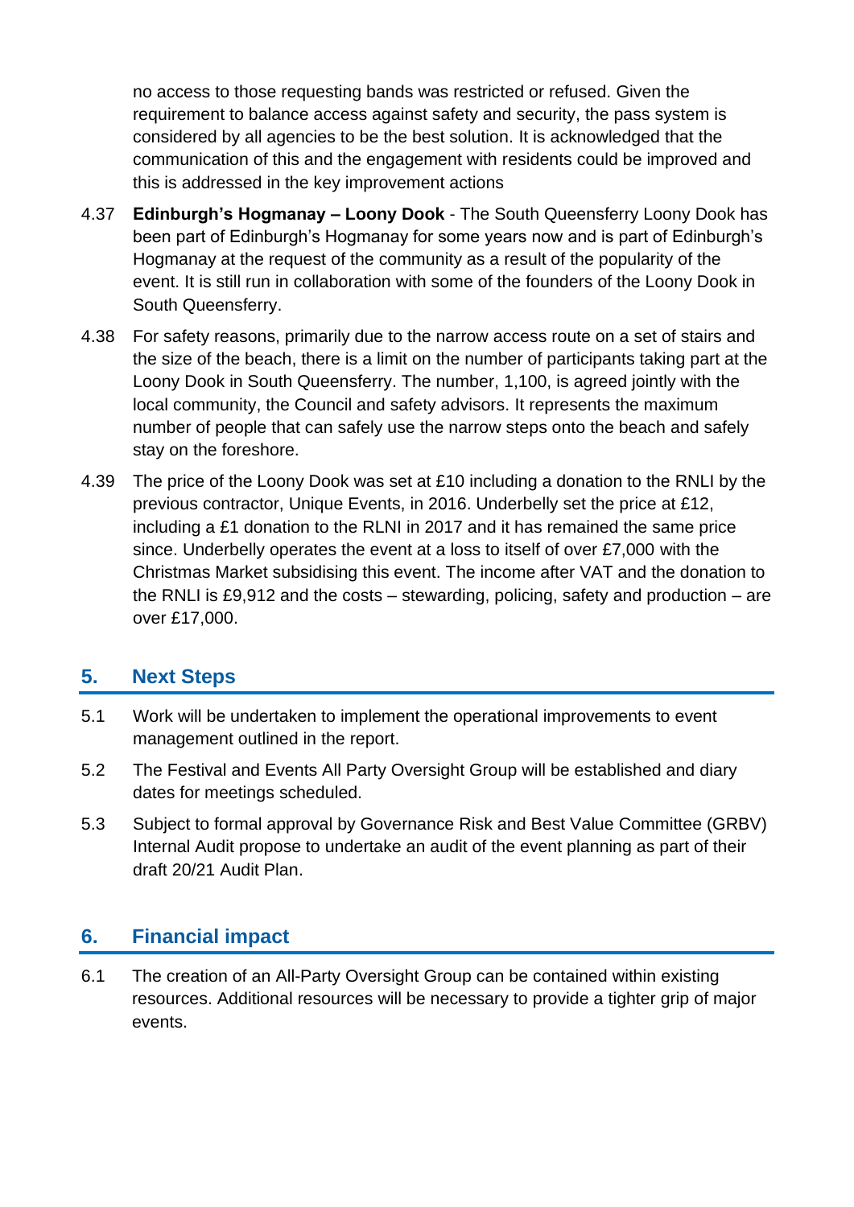no access to those requesting bands was restricted or refused. Given the requirement to balance access against safety and security, the pass system is considered by all agencies to be the best solution. It is acknowledged that the communication of this and the engagement with residents could be improved and this is addressed in the key improvement actions

4.37 **Edinburgh's Hogmanay – Loony Dook** - The South Queensferry Loony Dook has been part of Edinburgh's Hogmanay for some years now and is part of Edinburgh's Hogmanay at the request of the community as a result of the popularity of the event. It is still run in collaboration with some of the founders of the Loony Dook in South Queensferry.

4.38 For safety reasons, primarily due to the narrow access route on a set of stairs and the size of the beach, there is a limit on the number of participants taking part at the Loony Dook in South Queensferry. The number, 1,100, is agreed jointly with the local community, the Council and safety advisors. It represents the maximum number of people that can safely use the narrow steps onto the beach and safely stay on the foreshore.

4.39 The price of the Loony Dook was set at £10 including a donation to the RNLI by the previous contractor, Unique Events, in 2016. Underbelly set the price at £12, including a £1 donation to the RLNI in 2017 and it has remained the same price since. Underbelly operates the event at a loss to itself of over £7,000 with the Christmas Market subsidising this event. The income after VAT and the donation to the RNLI is £9,912 and the costs – stewarding, policing, safety and production – are over £17,000.

## 5. Next Steps

5.1 Work will be undertaken to implement the operational improvements to event management outlined in the report.

5.2 The Festival and Events All Party Oversight Group will be established and diary dates for meetings scheduled.

5.3 Subject to formal approval by Governance Risk and Best Value Committee (GRBV) Internal Audit propose to undertake an audit of the event planning as part of their draft 20/21 Audit Plan.

## 6. Financial impact

6.1 The creation of an All-Party Oversight Group can be contained within existing resources. Additional resources will be necessary to provide a tighter grip of major events.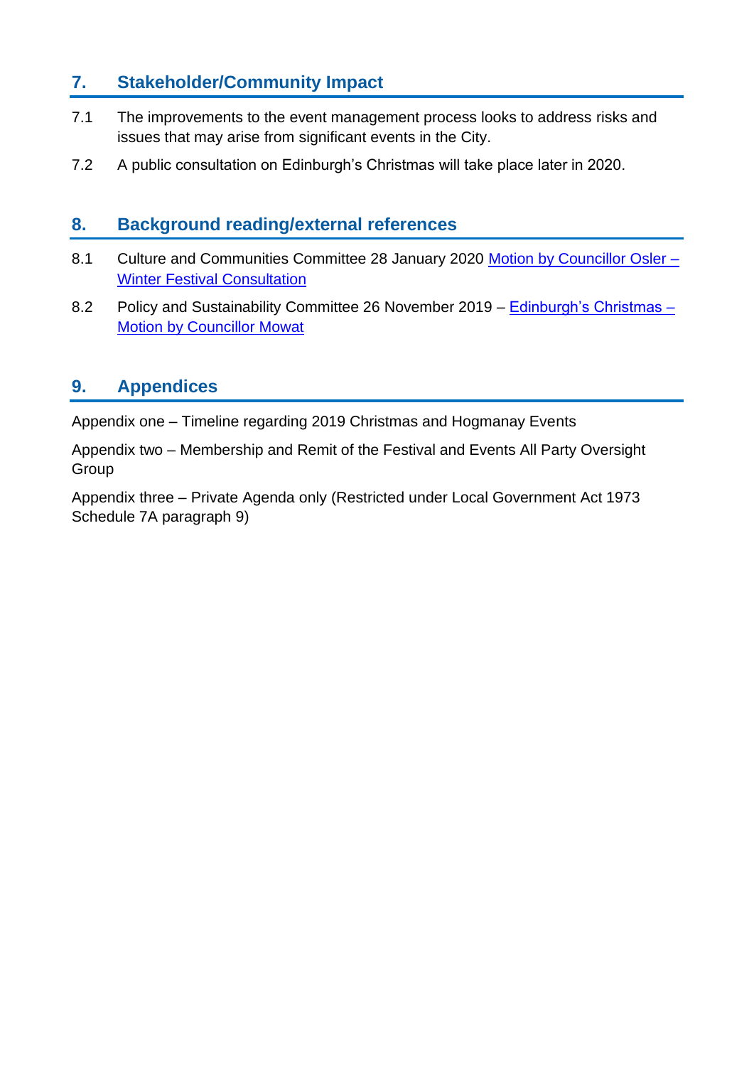## 7. Stakeholder/Community Impact

7.1 The improvements to the event management process looks to address risks and issues that may arise from significant events in the City.

7.2 A public consultation on Edinburgh's Christmas will take place later in 2020.

## 8. Background reading/external references

8.1 Culture and Communities Committee 28 January 2020 Motion by Councillor Osler – Winter Festival Consultation

8.2 Policy and Sustainability Committee 26 November 2019 – Edinburgh's Christmas – Motion by Councillor Mowat

## 9. Appendices

Appendix one – Timeline regarding 2019 Christmas and Hogmanay Events

Appendix two – Membership and Remit of the Festival and Events All Party Oversight Group

Appendix three – Private Agenda only (Restricted under Local Government Act 1973 Schedule 7A paragraph 9)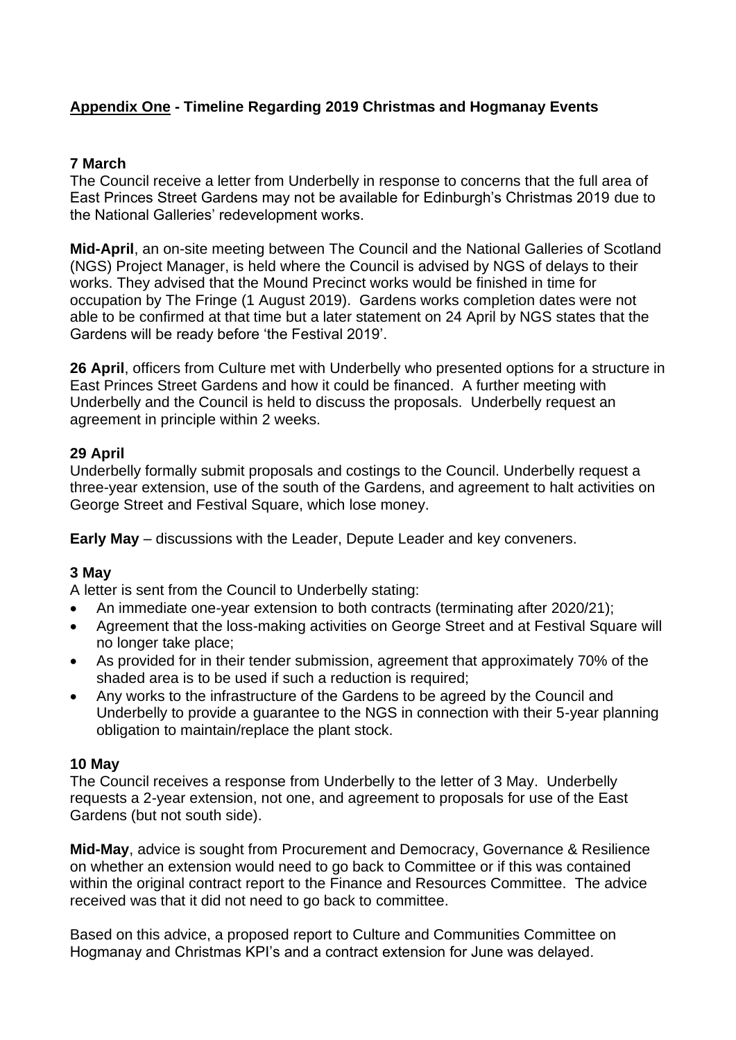## <u>Appendix One</u> - Timeline Regarding 2019 Christmas and Hogmanay Events

### 7 March

The Council receive a letter from Underbelly in response to concerns that the full area of East Princes Street Gardens may not be available for Edinburgh's Christmas 2019 due to the National Galleries' redevelopment works.

**Mid-April**, an on-site meeting between The Council and the National Galleries of Scotland (NGS) Project Manager, is held where the Council is advised by NGS of delays to their works. They advised that the Mound Precinct works would be finished in time for occupation by The Fringe (1 August 2019). Gardens works completion dates were not able to be confirmed at that time but a later statement on 24 April by NGS states that the Gardens will be ready before 'the Festival 2019'.

**26 April**, officers from Culture met with Underbelly who presented options for a structure in East Princes Street Gardens and how it could be financed. A further meeting with Underbelly and the Council is held to discuss the proposals. Underbelly request an agreement in principle within 2 weeks.

### 29 April

Underbelly formally submit proposals and costings to the Council. Underbelly request a three-year extension, use of the south of the Gardens, and agreement to halt activities on George Street and Festival Square, which lose money.

**Early May** – discussions with the Leader, Depute Leader and key conveners.

### 3 May

A letter is sent from the Council to Underbelly stating:

- An immediate one-year extension to both contracts (terminating after 2020/21);
- Agreement that the loss-making activities on George Street and at Festival Square will no longer take place;
- As provided for in their tender submission, agreement that approximately 70% of the shaded area is to be used if such a reduction is required;
- Any works to the infrastructure of the Gardens to be agreed by the Council and Underbelly to provide a guarantee to the NGS in connection with their 5-year planning obligation to maintain/replace the plant stock.

### 10 May

The Council receives a response from Underbelly to the letter of 3 May. Underbelly requests a 2-year extension, not one, and agreement to proposals for use of the East Gardens (but not south side).

**Mid-May**, advice is sought from Procurement and Democracy, Governance & Resilience on whether an extension would need to go back to Committee or if this was contained within the original contract report to the Finance and Resources Committee. The advice received was that it did not need to go back to committee.

Based on this advice, a proposed report to Culture and Communities Committee on Hogmanay and Christmas KPI's and a contract extension for June was delayed.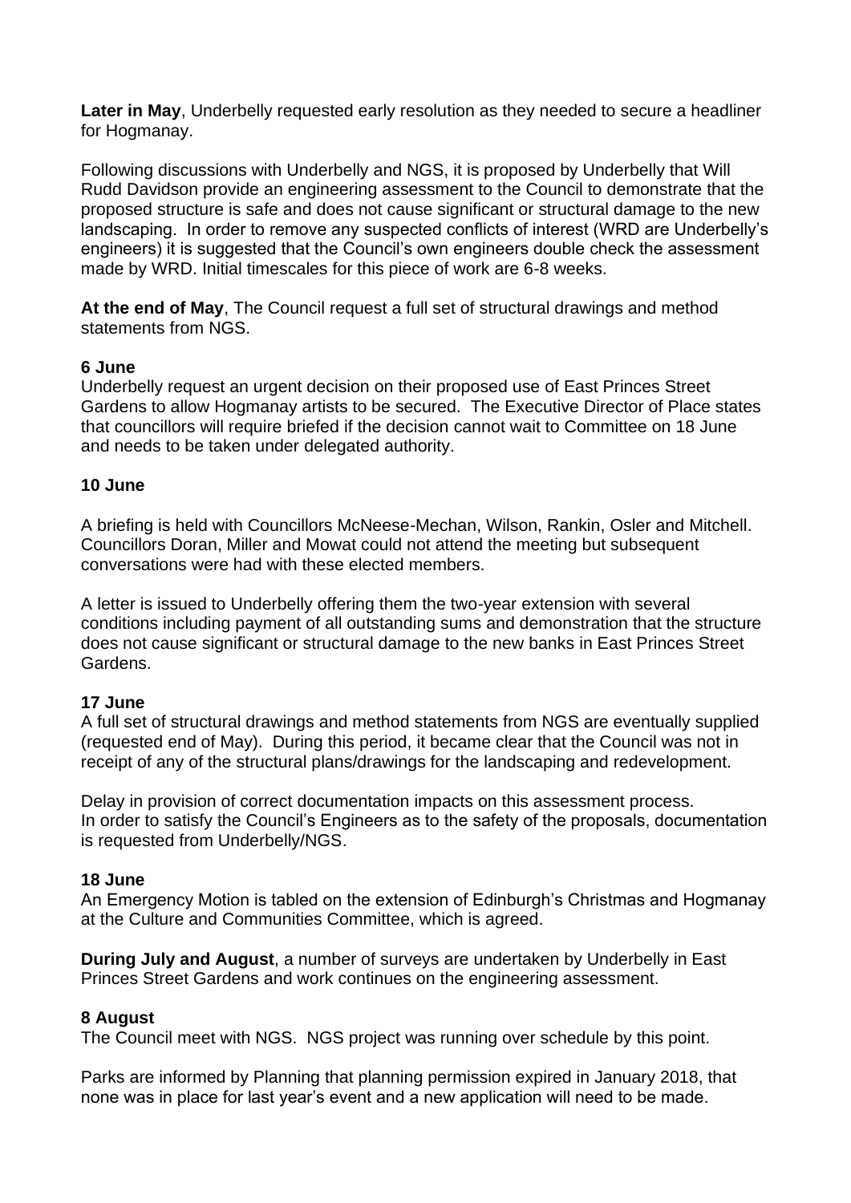**Later in May**, Underbelly requested early resolution as they needed to secure a headliner for Hogmanay.

Following discussions with Underbelly and NGS, it is proposed by Underbelly that Will Rudd Davidson provide an engineering assessment to the Council to demonstrate that the proposed structure is safe and does not cause significant or structural damage to the new landscaping. In order to remove any suspected conflicts of interest (WRD are Underbelly's engineers) it is suggested that the Council's own engineers double check the assessment made by WRD. Initial timescales for this piece of work are 6-8 weeks.

**At the end of May**, The Council request a full set of structural drawings and method statements from NGS.

**6 June**

Underbelly request an urgent decision on their proposed use of East Princes Street Gardens to allow Hogmanay artists to be secured. The Executive Director of Place states that councillors will require briefed if the decision cannot wait to Committee on 18 June and needs to be taken under delegated authority.

**10 June**

A briefing is held with Councillors McNeese-Mechan, Wilson, Rankin, Osler and Mitchell. Councillors Doran, Miller and Mowat could not attend the meeting but subsequent conversations were had with these elected members.

A letter is issued to Underbelly offering them the two-year extension with several conditions including payment of all outstanding sums and demonstration that the structure does not cause significant or structural damage to the new banks in East Princes Street Gardens.

**17 June**

A full set of structural drawings and method statements from NGS are eventually supplied (requested end of May). During this period, it became clear that the Council was not in receipt of any of the structural plans/drawings for the landscaping and redevelopment.

Delay in provision of correct documentation impacts on this assessment process. In order to satisfy the Council's Engineers as to the safety of the proposals, documentation is requested from Underbelly/NGS.

**18 June**

An Emergency Motion is tabled on the extension of Edinburgh's Christmas and Hogmanay at the Culture and Communities Committee, which is agreed.

**During July and August**, a number of surveys are undertaken by Underbelly in East Princes Street Gardens and work continues on the engineering assessment.

**8 August**

The Council meet with NGS. NGS project was running over schedule by this point.

Parks are informed by Planning that planning permission expired in January 2018, that none was in place for last year's event and a new application will need to be made.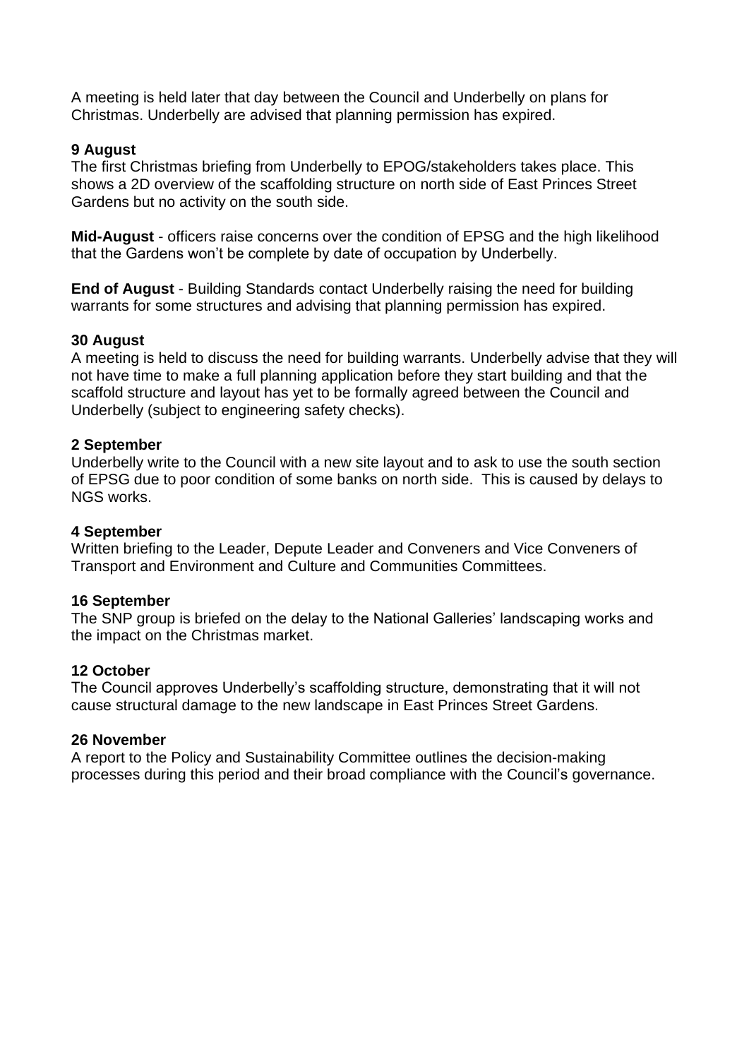A meeting is held later that day between the Council and Underbelly on plans for Christmas. Underbelly are advised that planning permission has expired.

**9 August**
The first Christmas briefing from Underbelly to EPOG/stakeholders takes place. This shows a 2D overview of the scaffolding structure on north side of East Princes Street Gardens but no activity on the south side.

**Mid-August** - officers raise concerns over the condition of EPSG and the high likelihood that the Gardens won't be complete by date of occupation by Underbelly.

**End of August** - Building Standards contact Underbelly raising the need for building warrants for some structures and advising that planning permission has expired.

**30 August**
A meeting is held to discuss the need for building warrants. Underbelly advise that they will not have time to make a full planning application before they start building and that the scaffold structure and layout has yet to be formally agreed between the Council and Underbelly (subject to engineering safety checks).

**2 September**
Underbelly write to the Council with a new site layout and to ask to use the south section of EPSG due to poor condition of some banks on north side. This is caused by delays to NGS works.

**4 September**
Written briefing to the Leader, Depute Leader and Conveners and Vice Conveners of Transport and Environment and Culture and Communities Committees.

**16 September**
The SNP group is briefed on the delay to the National Galleries' landscaping works and the impact on the Christmas market.

**12 October**
The Council approves Underbelly's scaffolding structure, demonstrating that it will not cause structural damage to the new landscape in East Princes Street Gardens.

**26 November**
A report to the Policy and Sustainability Committee outlines the decision-making processes during this period and their broad compliance with the Council's governance.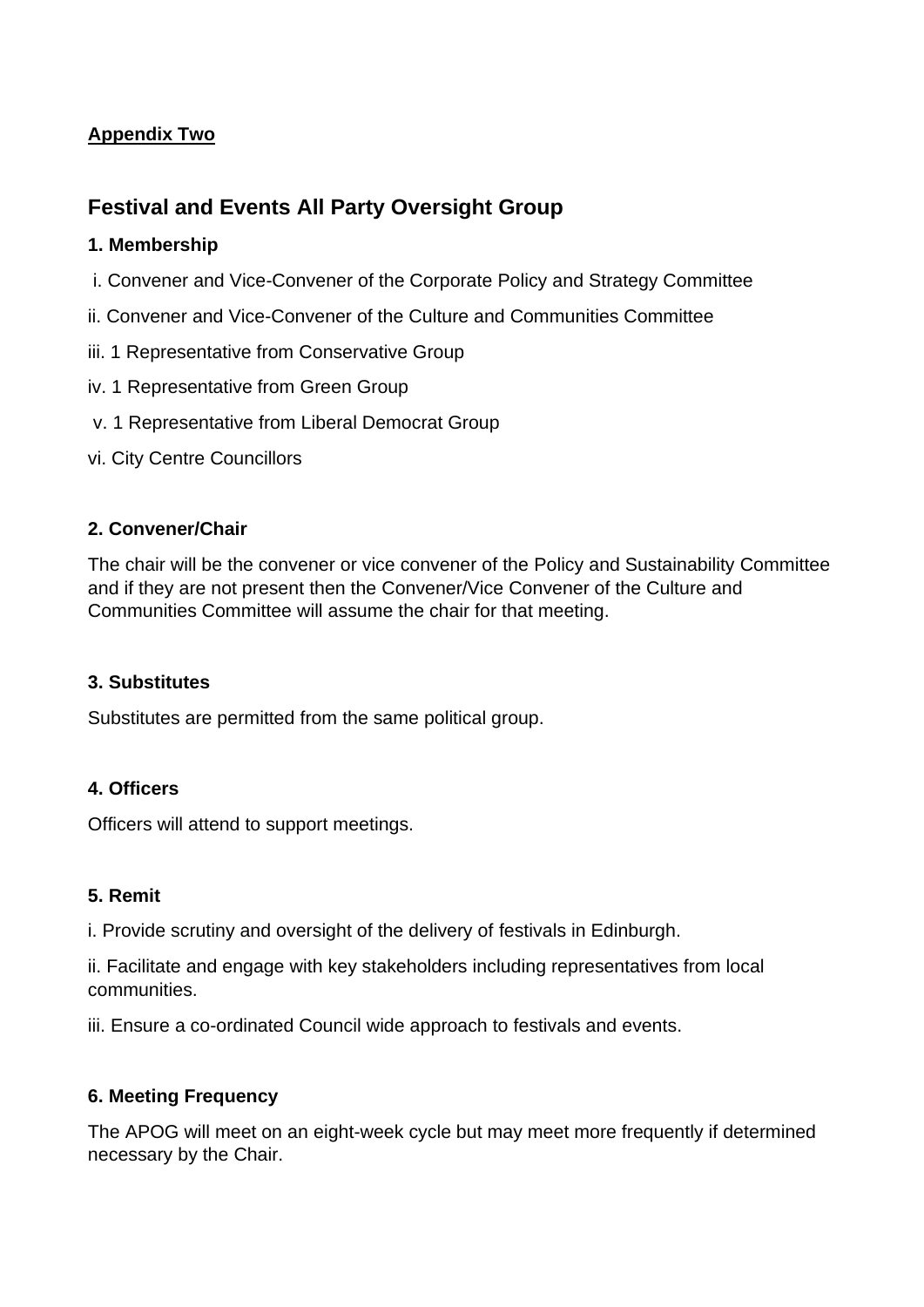**Appendix Two**

## Festival and Events All Party Oversight Group

**1. Membership**

i. Convener and Vice-Convener of the Corporate Policy and Strategy Committee

ii. Convener and Vice-Convener of the Culture and Communities Committee

iii. 1 Representative from Conservative Group

iv. 1 Representative from Green Group

v. 1 Representative from Liberal Democrat Group

vi. City Centre Councillors

**2. Convener/Chair**

The chair will be the convener or vice convener of the Policy and Sustainability Committee and if they are not present then the Convener/Vice Convener of the Culture and Communities Committee will assume the chair for that meeting.

**3. Substitutes**

Substitutes are permitted from the same political group.

**4. Officers**

Officers will attend to support meetings.

**5. Remit**

i. Provide scrutiny and oversight of the delivery of festivals in Edinburgh.

ii. Facilitate and engage with key stakeholders including representatives from local communities.

iii. Ensure a co-ordinated Council wide approach to festivals and events.

**6. Meeting Frequency**

The APOG will meet on an eight-week cycle but may meet more frequently if determined necessary by the Chair.